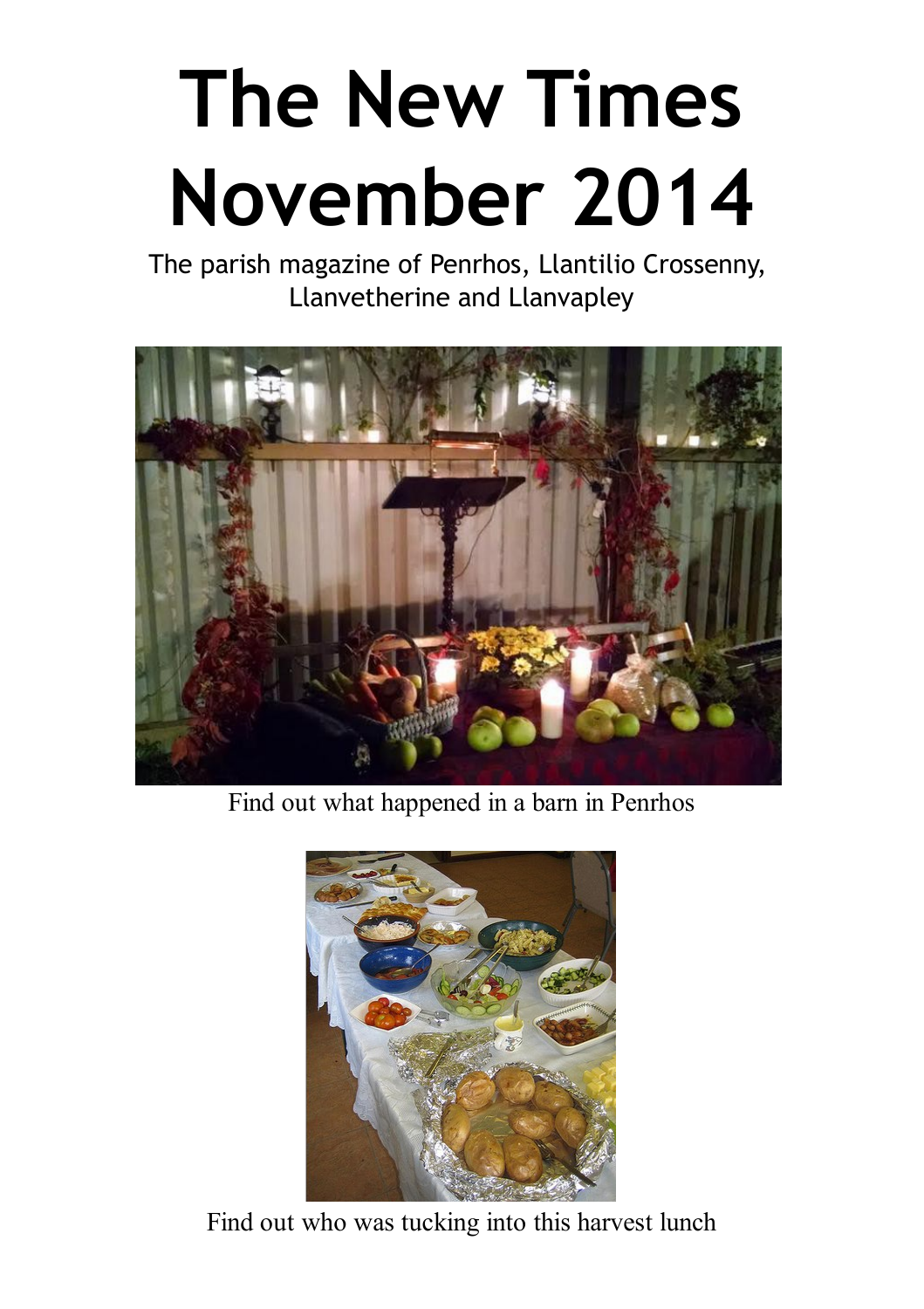# The New Times November 2014

The parish magazine of Penrhos, Llantilio Crossenny, Llanvetherine and Llanvapley

Find out what happened in a barn in Penrhos

Find out who was tucking into this harvest lunch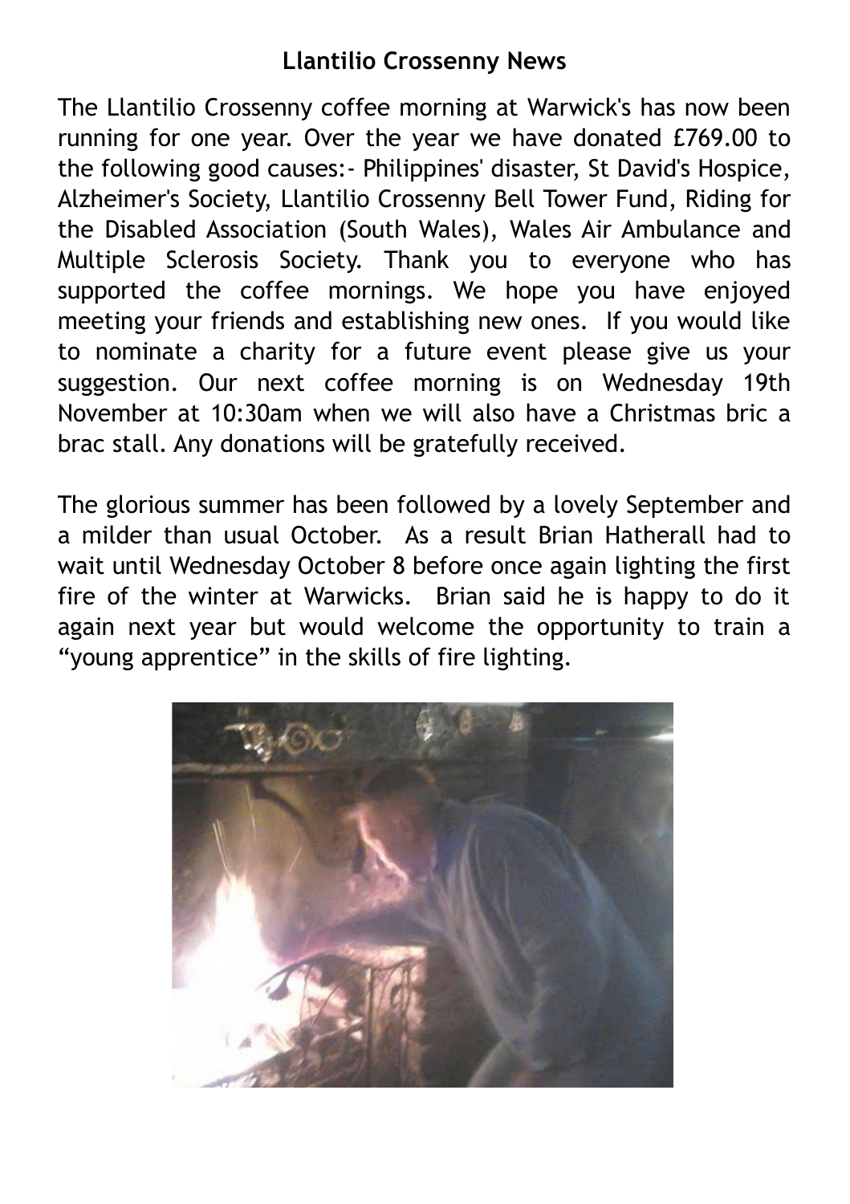## Llantilio Crossenny News

The Llantilio Crossenny coffee morning at Warwick's has now been running for one year. Over the year we have donated £769.00 to the following good causes:- Philippines' disaster, St David's Hospice, Alzheimer's Society, Llantilio Crossenny Bell Tower Fund, Riding for the Disabled Association (South Wales), Wales Air Ambulance and Multiple Sclerosis Society. Thank you to everyone who has supported the coffee mornings. We hope you have enjoyed meeting your friends and establishing new ones. If you would like to nominate a charity for a future event please give us your suggestion. Our next coffee morning is on Wednesday 19th November at 10:30am when we will also have a Christmas bric a brac stall. Any donations will be gratefully received.

The glorious summer has been followed by a lovely September and a milder than usual October. As a result Brian Hatherall had to wait until Wednesday October 8 before once again lighting the first fire of the winter at Warwicks. Brian said he is happy to do it again next year but would welcome the opportunity to train a "young apprentice" in the skills of fire lighting.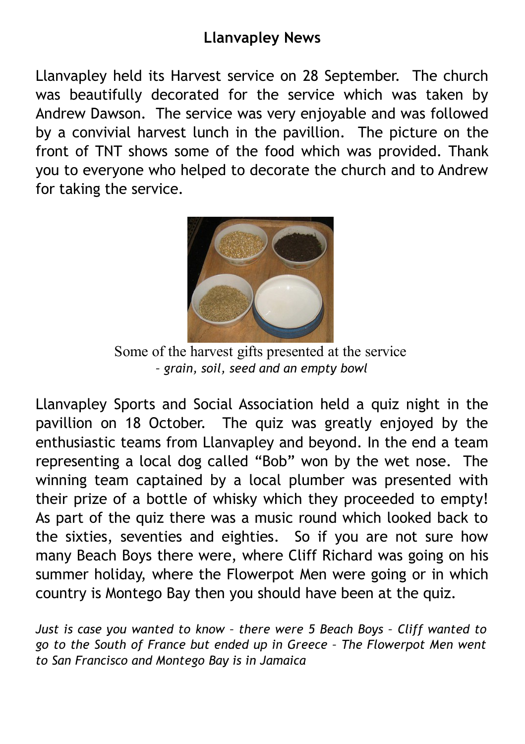## Llanvapley News

Llanvapley held its Harvest service on 28 September. The church was beautifully decorated for the service which was taken by Andrew Dawson. The service was very enjoyable and was followed by a convivial harvest lunch in the pavillion. The picture on the front of TNT shows some of the food which was provided. Thank you to everyone who helped to decorate the church and to Andrew for taking the service.

Some of the harvest gifts presented at the service
– *grain, soil, seed and an empty bowl*

Llanvapley Sports and Social Association held a quiz night in the pavillion on 18 October. The quiz was greatly enjoyed by the enthusiastic teams from Llanvapley and beyond. In the end a team representing a local dog called "Bob" won by the wet nose. The winning team captained by a local plumber was presented with their prize of a bottle of whisky which they proceeded to empty! As part of the quiz there was a music round which looked back to the sixties, seventies and eighties. So if you are not sure how many Beach Boys there were, where Cliff Richard was going on his summer holiday, where the Flowerpot Men were going or in which country is Montego Bay then you should have been at the quiz.

*Just is case you wanted to know – there were 5 Beach Boys – Cliff wanted to go to the South of France but ended up in Greece – The Flowerpot Men went to San Francisco and Montego Bay is in Jamaica*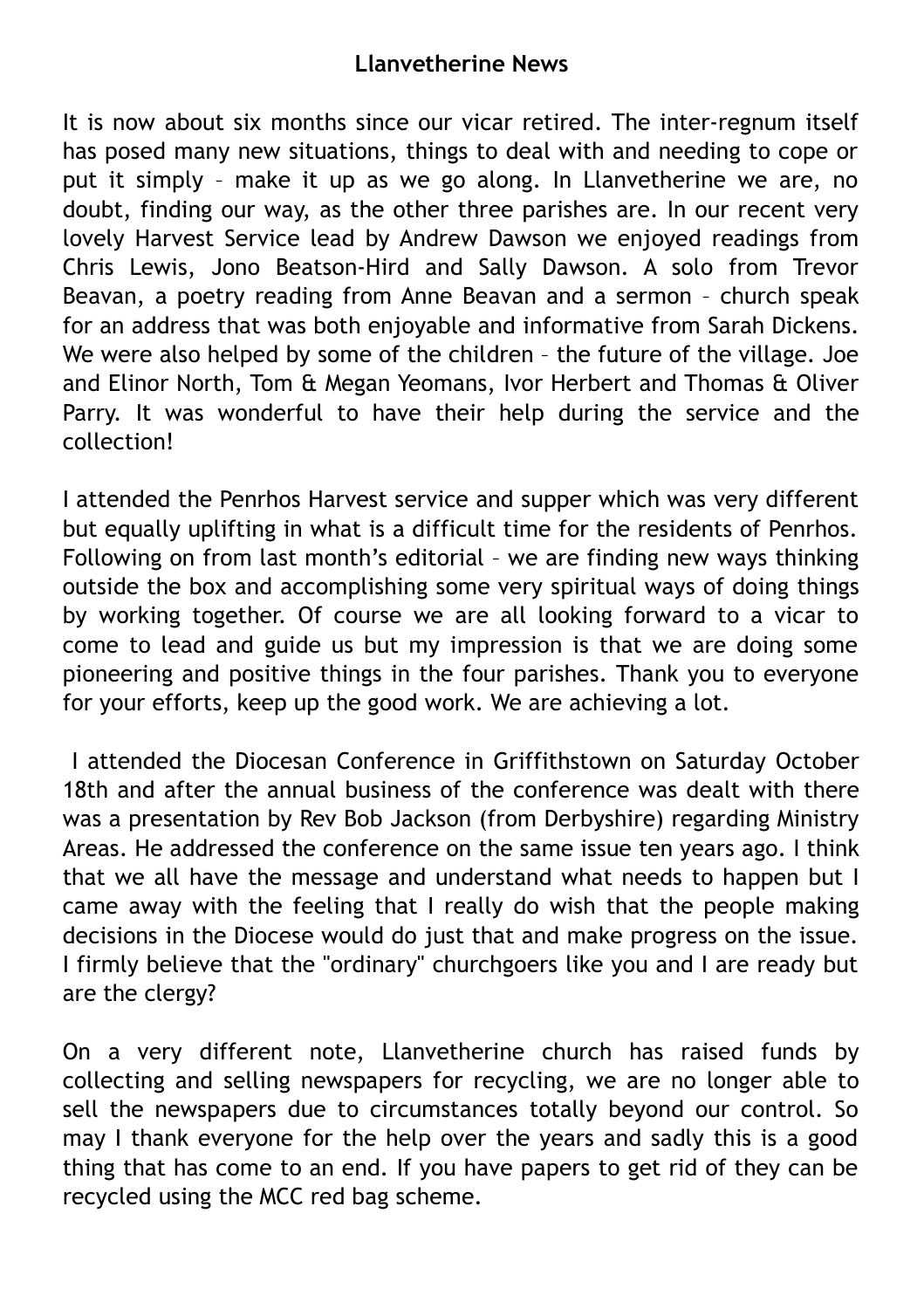## Llanvetherine News

It is now about six months since our vicar retired. The inter-regnum itself has posed many new situations, things to deal with and needing to cope or put it simply – make it up as we go along. In Llanvetherine we are, no doubt, finding our way, as the other three parishes are. In our recent very lovely Harvest Service lead by Andrew Dawson we enjoyed readings from Chris Lewis, Jono Beatson-Hird and Sally Dawson. A solo from Trevor Beavan, a poetry reading from Anne Beavan and a sermon – church speak for an address that was both enjoyable and informative from Sarah Dickens. We were also helped by some of the children – the future of the village. Joe and Elinor North, Tom & Megan Yeomans, Ivor Herbert and Thomas & Oliver Parry. It was wonderful to have their help during the service and the collection!

I attended the Penrhos Harvest service and supper which was very different but equally uplifting in what is a difficult time for the residents of Penrhos. Following on from last month's editorial – we are finding new ways thinking outside the box and accomplishing some very spiritual ways of doing things by working together. Of course we are all looking forward to a vicar to come to lead and guide us but my impression is that we are doing some pioneering and positive things in the four parishes. Thank you to everyone for your efforts, keep up the good work. We are achieving a lot.

I attended the Diocesan Conference in Griffithstown on Saturday October 18th and after the annual business of the conference was dealt with there was a presentation by Rev Bob Jackson (from Derbyshire) regarding Ministry Areas. He addressed the conference on the same issue ten years ago. I think that we all have the message and understand what needs to happen but I came away with the feeling that I really do wish that the people making decisions in the Diocese would do just that and make progress on the issue. I firmly believe that the "ordinary" churchgoers like you and I are ready but are the clergy?

On a very different note, Llanvetherine church has raised funds by collecting and selling newspapers for recycling, we are no longer able to sell the newspapers due to circumstances totally beyond our control. So may I thank everyone for the help over the years and sadly this is a good thing that has come to an end. If you have papers to get rid of they can be recycled using the MCC red bag scheme.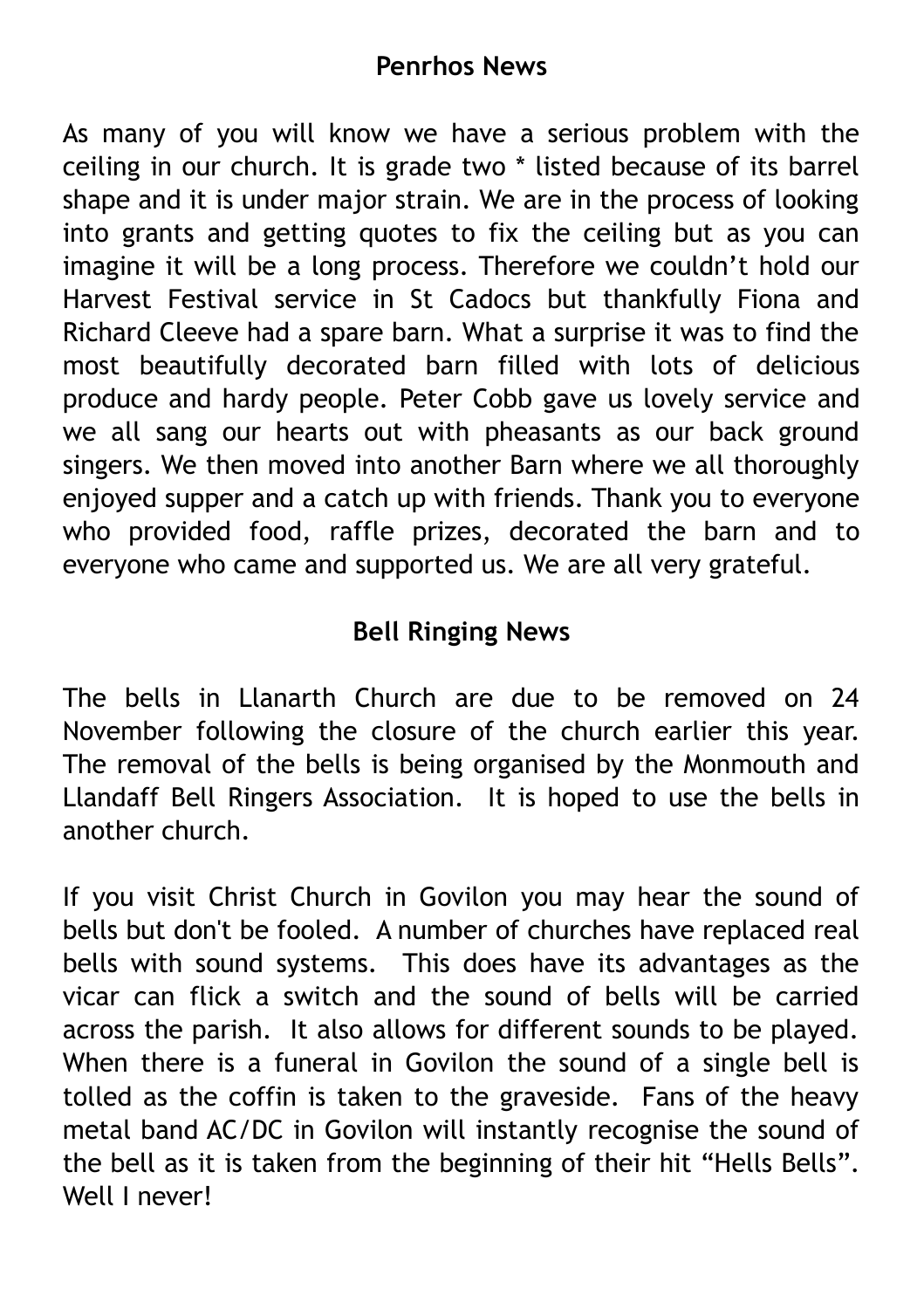## Penrhos News

As many of you will know we have a serious problem with the ceiling in our church. It is grade two * listed because of its barrel shape and it is under major strain. We are in the process of looking into grants and getting quotes to fix the ceiling but as you can imagine it will be a long process. Therefore we couldn't hold our Harvest Festival service in St Cadocs but thankfully Fiona and Richard Cleeve had a spare barn. What a surprise it was to find the most beautifully decorated barn filled with lots of delicious produce and hardy people. Peter Cobb gave us lovely service and we all sang our hearts out with pheasants as our back ground singers. We then moved into another Barn where we all thoroughly enjoyed supper and a catch up with friends. Thank you to everyone who provided food, raffle prizes, decorated the barn and to everyone who came and supported us. We are all very grateful.

## Bell Ringing News

The bells in Llanarth Church are due to be removed on 24 November following the closure of the church earlier this year. The removal of the bells is being organised by the Monmouth and Llandaff Bell Ringers Association. It is hoped to use the bells in another church.

If you visit Christ Church in Govilon you may hear the sound of bells but don't be fooled. A number of churches have replaced real bells with sound systems. This does have its advantages as the vicar can flick a switch and the sound of bells will be carried across the parish. It also allows for different sounds to be played. When there is a funeral in Govilon the sound of a single bell is tolled as the coffin is taken to the graveside. Fans of the heavy metal band AC/DC in Govilon will instantly recognise the sound of the bell as it is taken from the beginning of their hit "Hells Bells". Well I never!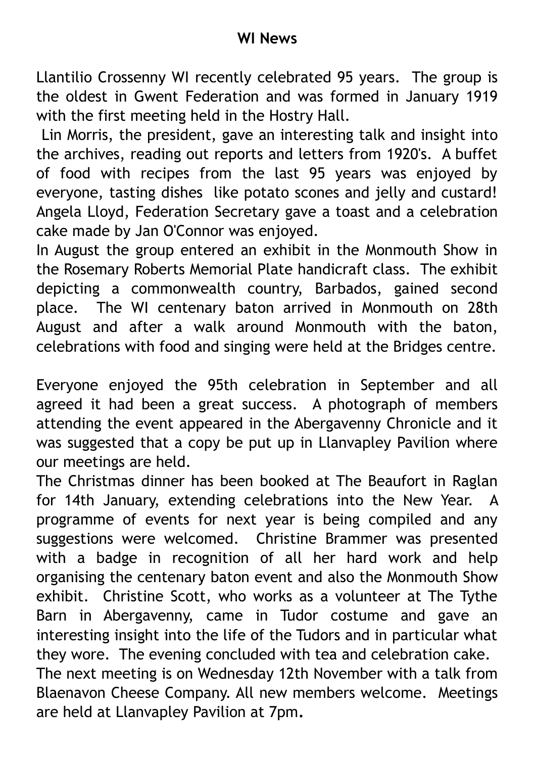# WI News

Llantilio Crossenny WI recently celebrated 95 years. The group is the oldest in Gwent Federation and was formed in January 1919 with the first meeting held in the Hostry Hall.

Lin Morris, the president, gave an interesting talk and insight into the archives, reading out reports and letters from 1920's. A buffet of food with recipes from the last 95 years was enjoyed by everyone, tasting dishes like potato scones and jelly and custard! Angela Lloyd, Federation Secretary gave a toast and a celebration cake made by Jan O'Connor was enjoyed.

In August the group entered an exhibit in the Monmouth Show in the Rosemary Roberts Memorial Plate handicraft class. The exhibit depicting a commonwealth country, Barbados, gained second place. The WI centenary baton arrived in Monmouth on 28th August and after a walk around Monmouth with the baton, celebrations with food and singing were held at the Bridges centre.

Everyone enjoyed the 95th celebration in September and all agreed it had been a great success. A photograph of members attending the event appeared in the Abergavenny Chronicle and it was suggested that a copy be put up in Llanvapley Pavilion where our meetings are held.

The Christmas dinner has been booked at The Beaufort in Raglan for 14th January, extending celebrations into the New Year. A programme of events for next year is being compiled and any suggestions were welcomed. Christine Brammer was presented with a badge in recognition of all her hard work and help organising the centenary baton event and also the Monmouth Show exhibit. Christine Scott, who works as a volunteer at The Tythe Barn in Abergavenny, came in Tudor costume and gave an interesting insight into the life of the Tudors and in particular what they wore. The evening concluded with tea and celebration cake.

The next meeting is on Wednesday 12th November with a talk from Blaenavon Cheese Company. All new members welcome. Meetings are held at Llanvapley Pavilion at 7pm.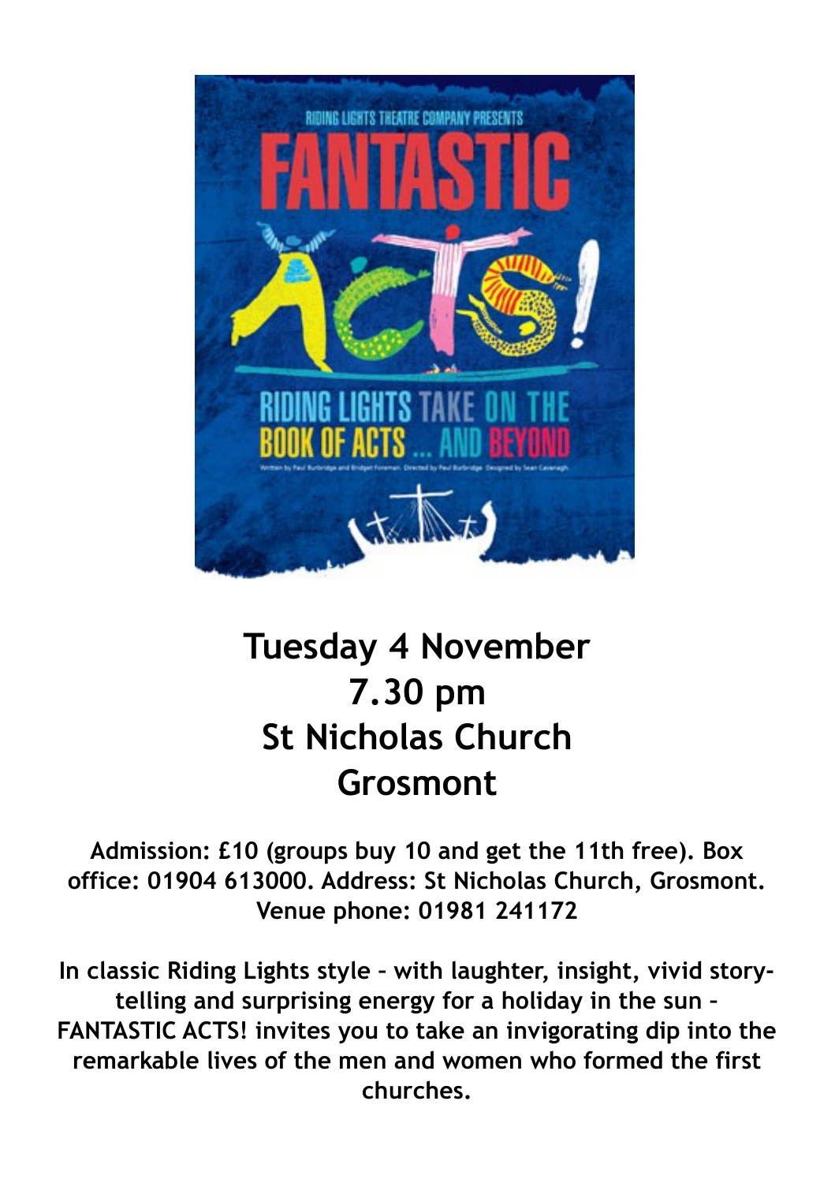RIDING LIGHTS THEATRE COMPANY PRESENTS

# FANTASTIC ACTS!

RIDING LIGHTS TAKE ON THE BOOK OF ACTS ... AND BEYOND

Written by Paul Burbridge and Bridget Foreman. Directed by Paul Burbridge. Designed by Sean Cavanagh.

## Tuesday 4 November
## 7.30 pm
## St Nicholas Church
## Grosmont

**Admission: £10 (groups buy 10 and get the 11th free). Box office: 01904 613000. Address: St Nicholas Church, Grosmont. Venue phone: 01981 241172**

**In classic Riding Lights style – with laughter, insight, vivid story-telling and surprising energy for a holiday in the sun – FANTASTIC ACTS! invites you to take an invigorating dip into the remarkable lives of the men and women who formed the first churches.**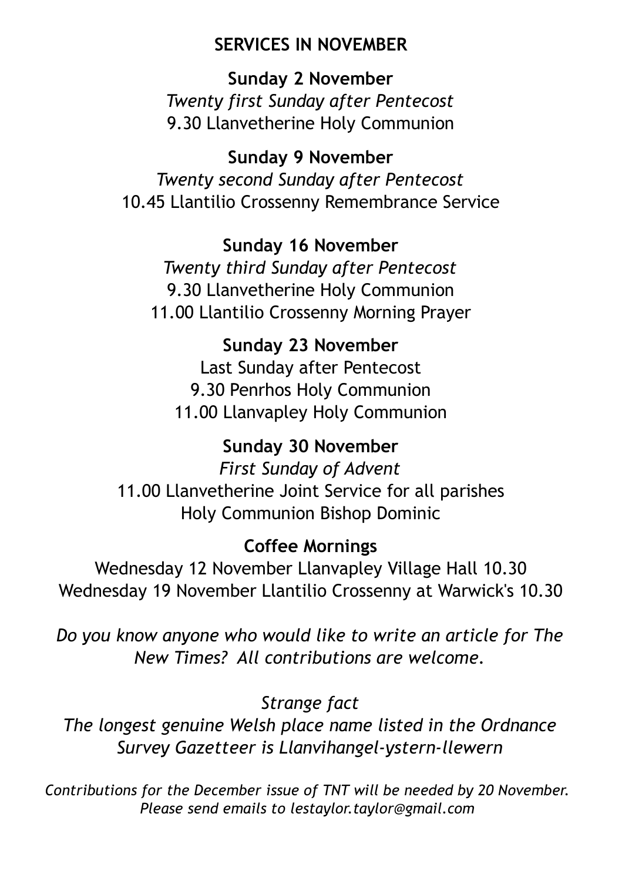## SERVICES IN NOVEMBER

**Sunday 2 November**
*Twenty first Sunday after Pentecost*
9.30 Llanvetherine Holy Communion

**Sunday 9 November**
*Twenty second Sunday after Pentecost*
10.45 Llantilio Crossenny Remembrance Service

**Sunday 16 November**
*Twenty third Sunday after Pentecost*
9.30 Llanvetherine Holy Communion
11.00 Llantilio Crossenny Morning Prayer

**Sunday 23 November**
Last Sunday after Pentecost
9.30 Penrhos Holy Communion
11.00 Llanvapley Holy Communion

**Sunday 30 November**
*First Sunday of Advent*
11.00 Llanvetherine Joint Service for all parishes
Holy Communion Bishop Dominic

**Coffee Mornings**
Wednesday 12 November Llanvapley Village Hall 10.30
Wednesday 19 November Llantilio Crossenny at Warwick's 10.30

*Do you know anyone who would like to write an article for The New Times? All contributions are welcome.*

*Strange fact*
*The longest genuine Welsh place name listed in the Ordnance Survey Gazetteer is Llanvihangel-ystern-llewern*

*Contributions for the December issue of TNT will be needed by 20 November. Please send emails to lestaylor.taylor@gmail.com*